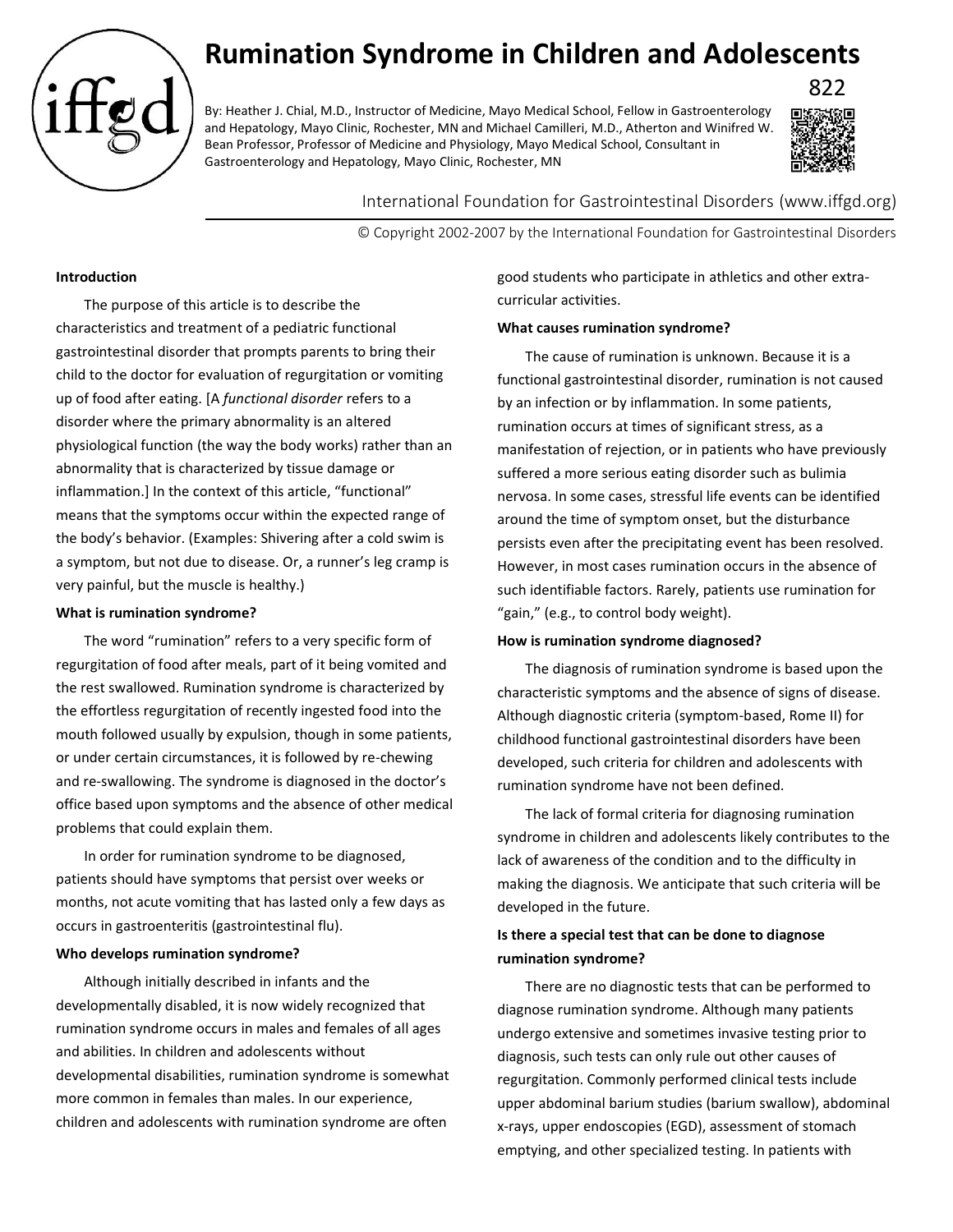# Rumination Syndrome in Children and Adolescents

822

By: Heather J. Chial, M.D., Instructor of Medicine, Mayo Medical School, Fellow in Gastroenterology and Hepatology, Mayo Clinic, Rochester, MN and Michael Camilleri, M.D., Atherton and Winifred W. Bean Professor, Professor of Medicine and Physiology, Mayo Medical School, Consultant in Gastroenterology and Hepatology, Mayo Clinic, Rochester, MN

International Foundation for Gastrointestinal Disorders (www.iffgd.org)

© Copyright 2002-2007 by the International Foundation for Gastrointestinal Disorders

**Introduction**

The purpose of this article is to describe the characteristics and treatment of a pediatric functional gastrointestinal disorder that prompts parents to bring their child to the doctor for evaluation of regurgitation or vomiting up of food after eating. [A *functional disorder* refers to a disorder where the primary abnormality is an altered physiological function (the way the body works) rather than an abnormality that is characterized by tissue damage or inflammation.] In the context of this article, "functional" means that the symptoms occur within the expected range of the body's behavior. (Examples: Shivering after a cold swim is a symptom, but not due to disease. Or, a runner's leg cramp is very painful, but the muscle is healthy.)

**What is rumination syndrome?**

The word "rumination" refers to a very specific form of regurgitation of food after meals, part of it being vomited and the rest swallowed. Rumination syndrome is characterized by the effortless regurgitation of recently ingested food into the mouth followed usually by expulsion, though in some patients, or under certain circumstances, it is followed by re-chewing and re-swallowing. The syndrome is diagnosed in the doctor's office based upon symptoms and the absence of other medical problems that could explain them.

In order for rumination syndrome to be diagnosed, patients should have symptoms that persist over weeks or months, not acute vomiting that has lasted only a few days as occurs in gastroenteritis (gastrointestinal flu).

**Who develops rumination syndrome?**

Although initially described in infants and the developmentally disabled, it is now widely recognized that rumination syndrome occurs in males and females of all ages and abilities. In children and adolescents without developmental disabilities, rumination syndrome is somewhat more common in females than males. In our experience, children and adolescents with rumination syndrome are often good students who participate in athletics and other extra-curricular activities.

**What causes rumination syndrome?**

The cause of rumination is unknown. Because it is a functional gastrointestinal disorder, rumination is not caused by an infection or by inflammation. In some patients, rumination occurs at times of significant stress, as a manifestation of rejection, or in patients who have previously suffered a more serious eating disorder such as bulimia nervosa. In some cases, stressful life events can be identified around the time of symptom onset, but the disturbance persists even after the precipitating event has been resolved. However, in most cases rumination occurs in the absence of such identifiable factors. Rarely, patients use rumination for "gain," (e.g., to control body weight).

**How is rumination syndrome diagnosed?**

The diagnosis of rumination syndrome is based upon the characteristic symptoms and the absence of signs of disease. Although diagnostic criteria (symptom-based, Rome II) for childhood functional gastrointestinal disorders have been developed, such criteria for children and adolescents with rumination syndrome have not been defined.

The lack of formal criteria for diagnosing rumination syndrome in children and adolescents likely contributes to the lack of awareness of the condition and to the difficulty in making the diagnosis. We anticipate that such criteria will be developed in the future.

**Is there a special test that can be done to diagnose rumination syndrome?**

There are no diagnostic tests that can be performed to diagnose rumination syndrome. Although many patients undergo extensive and sometimes invasive testing prior to diagnosis, such tests can only rule out other causes of regurgitation. Commonly performed clinical tests include upper abdominal barium studies (barium swallow), abdominal x-rays, upper endoscopies (EGD), assessment of stomach emptying, and other specialized testing. In patients with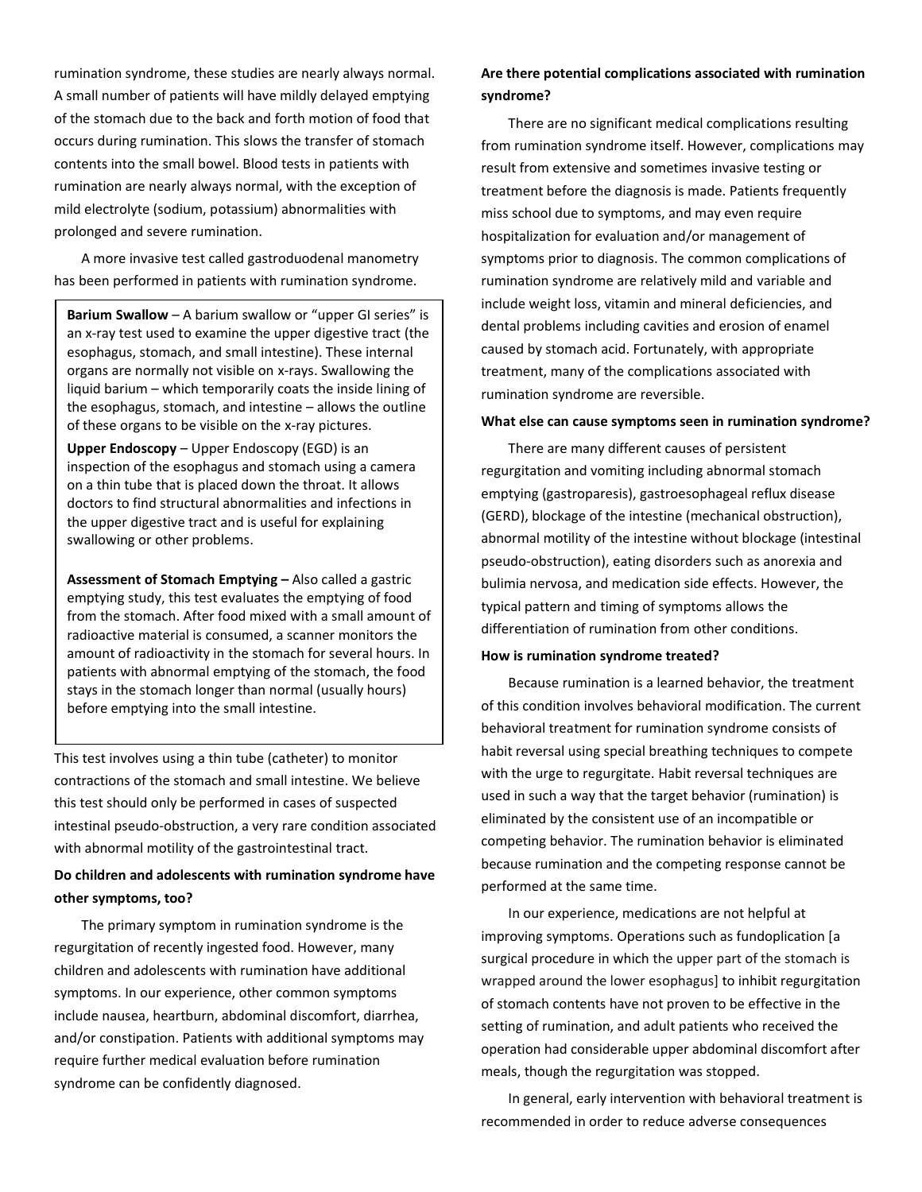rumination syndrome, these studies are nearly always normal. A small number of patients will have mildly delayed emptying of the stomach due to the back and forth motion of food that occurs during rumination. This slows the transfer of stomach contents into the small bowel. Blood tests in patients with rumination are nearly always normal, with the exception of mild electrolyte (sodium, potassium) abnormalities with prolonged and severe rumination.

A more invasive test called gastroduodenal manometry has been performed in patients with rumination syndrome. This test involves using a thin tube (catheter) to monitor contractions of the stomach and small intestine. We believe this test should only be performed in cases of suspected intestinal pseudo-obstruction, a very rare condition associated with abnormal motility of the gastrointestinal tract.

> **Barium Swallow** – A barium swallow or "upper GI series" is an x-ray test used to examine the upper digestive tract (the esophagus, stomach, and small intestine). These internal organs are normally not visible on x-rays. Swallowing the liquid barium – which temporarily coats the inside lining of the esophagus, stomach, and intestine – allows the outline of these organs to be visible on the x-ray pictures.
>
> **Upper Endoscopy** – Upper Endoscopy (EGD) is an inspection of the esophagus and stomach using a camera on a thin tube that is placed down the throat. It allows doctors to find structural abnormalities and infections in the upper digestive tract and is useful for explaining swallowing or other problems.
>
> **Assessment of Stomach Emptying –** Also called a gastric emptying study, this test evaluates the emptying of food from the stomach. After food mixed with a small amount of radioactive material is consumed, a scanner monitors the amount of radioactivity in the stomach for several hours. In patients with abnormal emptying of the stomach, the food stays in the stomach longer than normal (usually hours) before emptying into the small intestine.

**Do children and adolescents with rumination syndrome have other symptoms, too?**

The primary symptom in rumination syndrome is the regurgitation of recently ingested food. However, many children and adolescents with rumination have additional symptoms. In our experience, other common symptoms include nausea, heartburn, abdominal discomfort, diarrhea, and/or constipation. Patients with additional symptoms may require further medical evaluation before rumination syndrome can be confidently diagnosed.

**Are there potential complications associated with rumination syndrome?**

There are no significant medical complications resulting from rumination syndrome itself. However, complications may result from extensive and sometimes invasive testing or treatment before the diagnosis is made. Patients frequently miss school due to symptoms, and may even require hospitalization for evaluation and/or management of symptoms prior to diagnosis. The common complications of rumination syndrome are relatively mild and variable and include weight loss, vitamin and mineral deficiencies, and dental problems including cavities and erosion of enamel caused by stomach acid. Fortunately, with appropriate treatment, many of the complications associated with rumination syndrome are reversible.

**What else can cause symptoms seen in rumination syndrome?**

There are many different causes of persistent regurgitation and vomiting including abnormal stomach emptying (gastroparesis), gastroesophageal reflux disease (GERD), blockage of the intestine (mechanical obstruction), abnormal motility of the intestine without blockage (intestinal pseudo-obstruction), eating disorders such as anorexia and bulimia nervosa, and medication side effects. However, the typical pattern and timing of symptoms allows the differentiation of rumination from other conditions.

**How is rumination syndrome treated?**

Because rumination is a learned behavior, the treatment of this condition involves behavioral modification. The current behavioral treatment for rumination syndrome consists of habit reversal using special breathing techniques to compete with the urge to regurgitate. Habit reversal techniques are used in such a way that the target behavior (rumination) is eliminated by the consistent use of an incompatible or competing behavior. The rumination behavior is eliminated because rumination and the competing response cannot be performed at the same time.

In our experience, medications are not helpful at improving symptoms. Operations such as fundoplication [a surgical procedure in which the upper part of the stomach is wrapped around the lower esophagus] to inhibit regurgitation of stomach contents have not proven to be effective in the setting of rumination, and adult patients who received the operation had considerable upper abdominal discomfort after meals, though the regurgitation was stopped.

In general, early intervention with behavioral treatment is recommended in order to reduce adverse consequences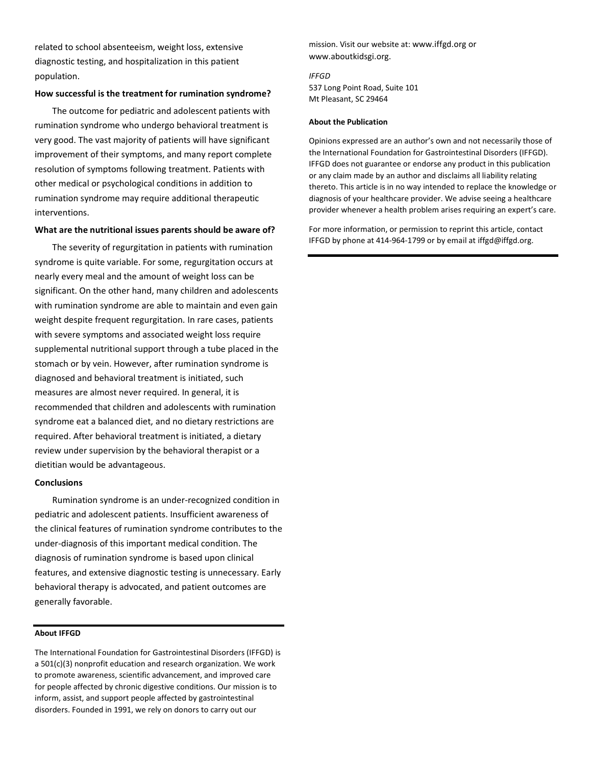related to school absenteeism, weight loss, extensive diagnostic testing, and hospitalization in this patient population.

**How successful is the treatment for rumination syndrome?**

The outcome for pediatric and adolescent patients with rumination syndrome who undergo behavioral treatment is very good. The vast majority of patients will have significant improvement of their symptoms, and many report complete resolution of symptoms following treatment. Patients with other medical or psychological conditions in addition to rumination syndrome may require additional therapeutic interventions.

**What are the nutritional issues parents should be aware of?**

The severity of regurgitation in patients with rumination syndrome is quite variable. For some, regurgitation occurs at nearly every meal and the amount of weight loss can be significant. On the other hand, many children and adolescents with rumination syndrome are able to maintain and even gain weight despite frequent regurgitation. In rare cases, patients with severe symptoms and associated weight loss require supplemental nutritional support through a tube placed in the stomach or by vein. However, after rumination syndrome is diagnosed and behavioral treatment is initiated, such measures are almost never required. In general, it is recommended that children and adolescents with rumination syndrome eat a balanced diet, and no dietary restrictions are required. After behavioral treatment is initiated, a dietary review under supervision by the behavioral therapist or a dietitian would be advantageous.

**Conclusions**

Rumination syndrome is an under-recognized condition in pediatric and adolescent patients. Insufficient awareness of the clinical features of rumination syndrome contributes to the under-diagnosis of this important medical condition. The diagnosis of rumination syndrome is based upon clinical features, and extensive diagnostic testing is unnecessary. Early behavioral therapy is advocated, and patient outcomes are generally favorable.

---

**About IFFGD**

The International Foundation for Gastrointestinal Disorders (IFFGD) is a 501(c)(3) nonprofit education and research organization. We work to promote awareness, scientific advancement, and improved care for people affected by chronic digestive conditions. Our mission is to inform, assist, and support people affected by gastrointestinal disorders. Founded in 1991, we rely on donors to carry out our mission. Visit our website at: www.iffgd.org or www.aboutkidsgi.org.

*IFFGD*
537 Long Point Road, Suite 101
Mt Pleasant, SC 29464

**About the Publication**

Opinions expressed are an author's own and not necessarily those of the International Foundation for Gastrointestinal Disorders (IFFGD). IFFGD does not guarantee or endorse any product in this publication or any claim made by an author and disclaims all liability relating thereto. This article is in no way intended to replace the knowledge or diagnosis of your healthcare provider. We advise seeing a healthcare provider whenever a health problem arises requiring an expert's care.

For more information, or permission to reprint this article, contact IFFGD by phone at 414-964-1799 or by email at iffgd@iffgd.org.